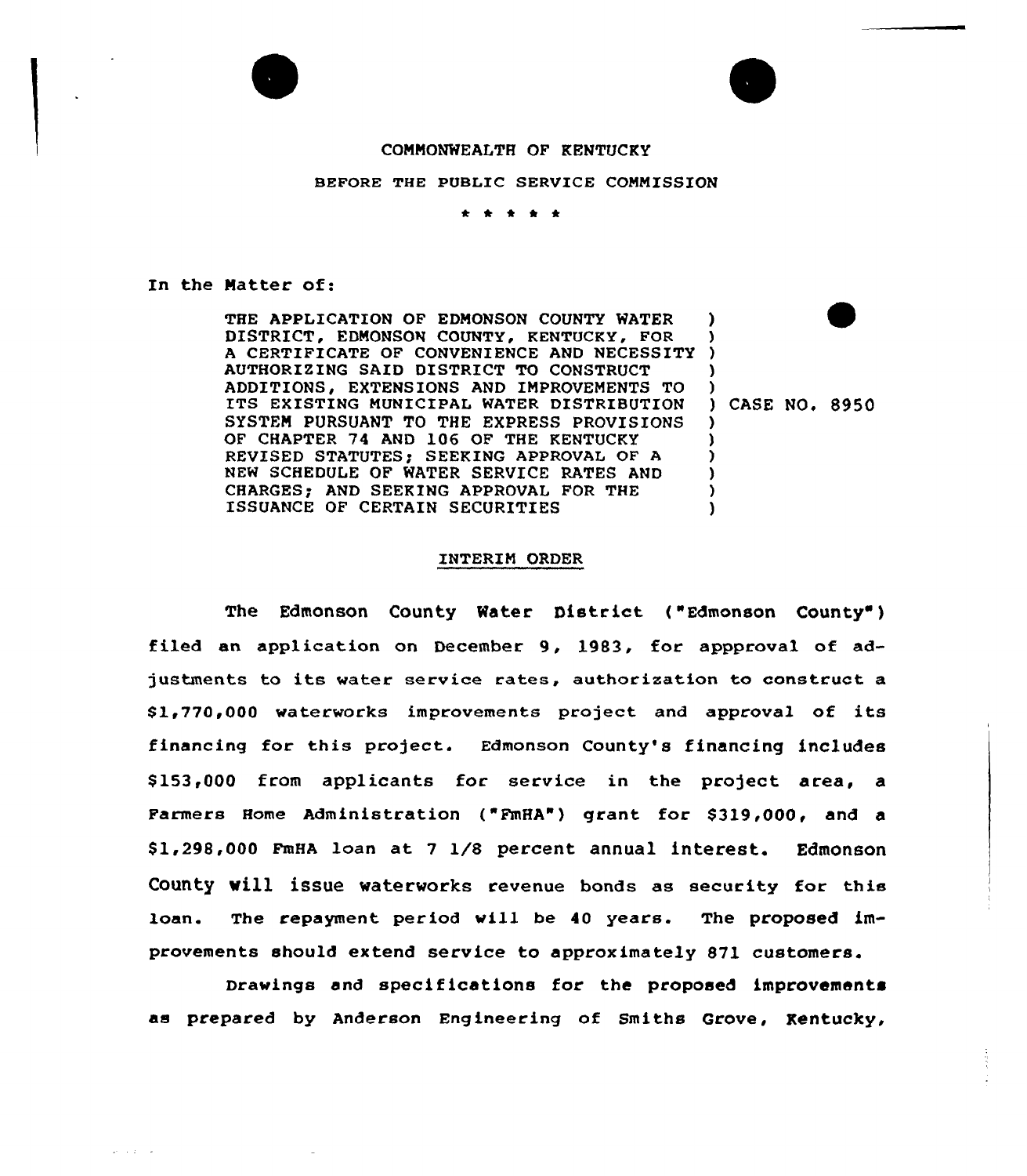COMMONWEALTH OF KENTUCKY

BEFORE THE PUBLIC SERVICE COMMISSION

\* \* \* \* \*

In the Matter of:

| | |
|---|---|
| THE APPLICATION OF EDMONSON COUNTY WATER DISTRICT, EDMONSON COUNTY, KENTUCKY, FOR A CERTIFICATE OF CONVENIENCE AND NECESSITY AUTHORIZING SAID DISTRICT TO CONSTRUCT ADDITIONS, EXTENSIONS AND IMPROVEMENTS TO ITS EXISTING MUNICIPAL WATER DISTRIBUTION SYSTEM PURSUANT TO THE EXPRESS PROVISIONS OF CHAPTER 74 AND 106 OF THE KENTUCKY REVISED STATUTES; SEEKING APPROVAL OF A NEW SCHEDULE OF WATER SERVICE RATES AND CHARGES; AND SEEKING APPROVAL FOR THE ISSUANCE OF CERTAIN SECURITIES | CASE NO. 8950 |

## INTERIM ORDER

The Edmonson County Water District ("Edmonson County") filed an application on December 9, 1983, for appproval of adjustments to its water service rates, authorization to construct a $1,770,000 waterworks improvements project and approval of its financing for this project. Edmonson County's financing includes $153,000 from applicants for service in the project area, a Farmers Home Administration ("FmHA") grant for $319,000, and a $1,298,000 FmHA loan at 7 1/8 percent annual interest. Edmonson County will issue waterworks revenue bonds as security for this loan. The repayment period will be 40 years. The proposed improvements should extend service to approximately 871 customers.

Drawings and specifications for the proposed improvements as prepared by Anderson Engineering of Smiths Grove, Kentucky,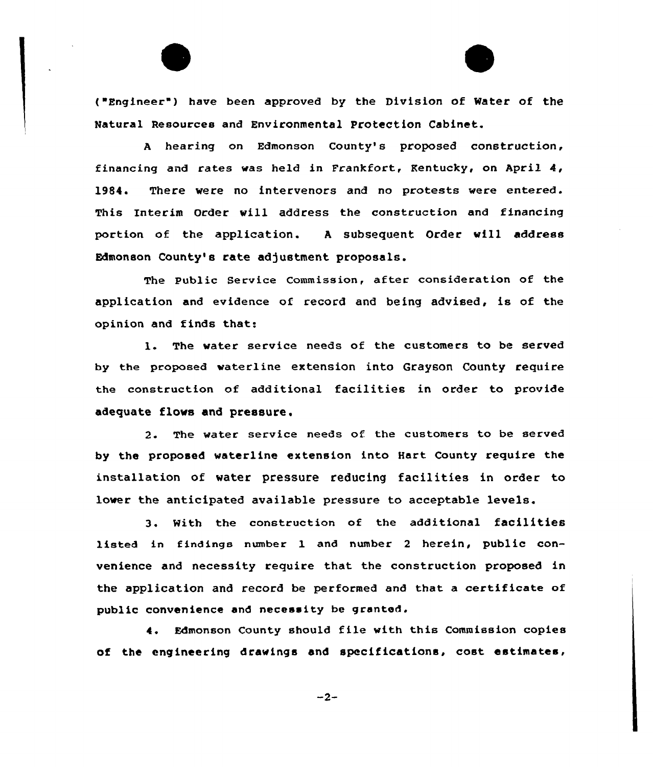("Engineer") have been approved by the Division of Water of the Natural Resources and Environmental Protection Cabinet.

A hearing on Edmonson County's proposed construction, financing and rates was held in Frankfort, Kentucky, on April 4, 1984. There were no intervenors and no protests were entered. This Interim Order will address the construction and financing portion of the application. A subsequent Order will address Edmonson County's rate adjustment proposals.

The Public Service Commission, after consideration of the application and evidence of record and being advised, is of the opinion and finds that:

1. The water service needs of the customers to be served by the proposed waterline extension into Grayson County require the construction of additional facilities in order to provide adequate flows and pressure.

2. The water service needs of the customers to be served by the proposed waterline extension into Hart County require the installation of water pressure reducing facilities in order to lower the anticipated available pressure to acceptable levels.

3. With the construction of the additional facilities listed in findings number 1 and number 2 herein, public convenience and necessity require that the construction proposed in the application and record be performed and that a certificate of public convenience and necessity be granted.

4. Edmonson County should file with this Commission copies of the engineering drawings and specifications, cost estimates,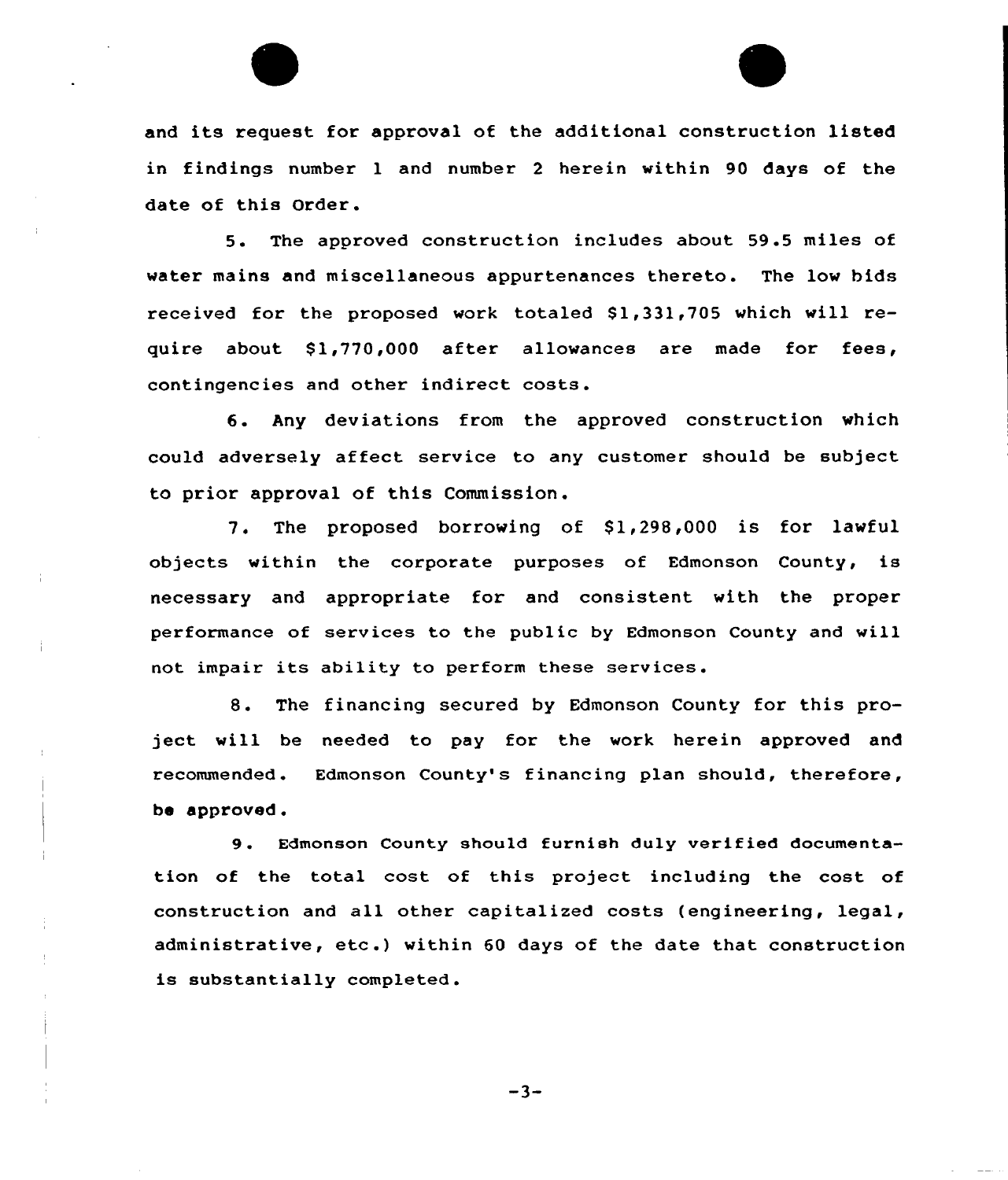and its request for approval of the additional construction listed in findings number 1 and number 2 herein within 90 days of the date of this Order.

5. The approved construction includes about 59.5 miles of water mains and miscellaneous appurtenances thereto. The low bids received for the proposed work totaled $1,331,705 which will require about $1,770,000 after allowances are made for fees, contingencies and other indirect costs.

6. Any deviations from the approved construction which could adversely affect service to any customer should be subject to prior approval of this Commission.

7. The proposed borrowing of $1,298,000 is for lawful objects within the corporate purposes of Edmonson County, is necessary and appropriate for and consistent with the proper performance of services to the public by Edmonson County and will not impair its ability to perform these services.

8. The financing secured by Edmonson County for this project will be needed to pay for the work herein approved and recommended. Edmonson County's financing plan should, therefore, be approved.

9. Edmonson County should furnish duly verified documentation of the total cost of this project including the cost of construction and all other capitalized costs (engineering, legal, administrative, etc.) within 60 days of the date that construction is substantially completed.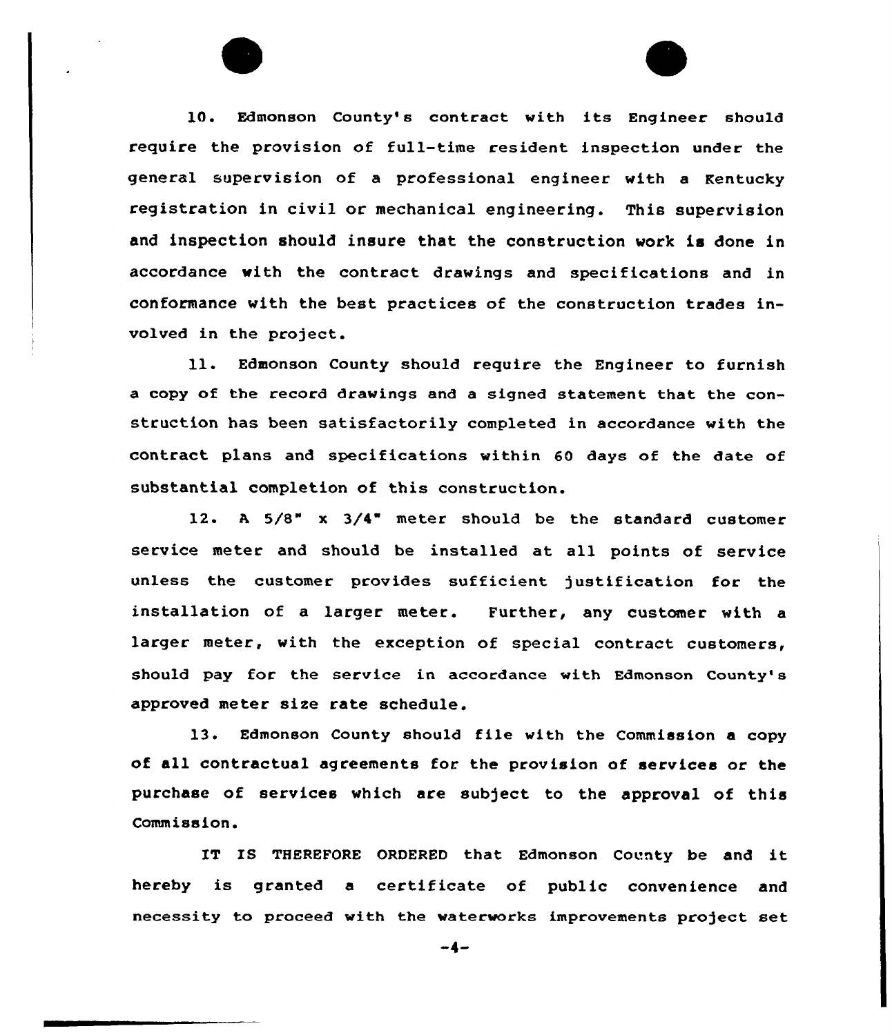10. Edmonson County's contract with its Engineer should require the provision of full-time resident inspection under the general supervision of a professional engineer with a Kentucky registration in civil or mechanical engineering. This supervision and inspection should insure that the construction work is done in accordance with the contract drawings and specifications and in conformance with the best practices of the construction trades involved in the project.

11. Edmonson County should require the Engineer to furnish a copy of the record drawings and a signed statement that the construction has been satisfactorily completed in accordance with the contract plans and specifications within 60 days of the date of substantial completion of this construction.

12. A 5/8" x 3/4" meter should be the standard customer service meter and should be installed at all points of service unless the customer provides sufficient justification for the installation of a larger meter. Further, any customer with a larger meter, with the exception of special contract customers, should pay for the service in accordance with Edmonson County's approved meter size rate schedule.

13. Edmonson County should file with the Commission a copy of all contractual agreements for the provision of services or the purchase of services which are subject to the approval of this Commission.

IT IS THEREFORE ORDERED that Edmonson County be and it hereby is granted a certificate of public convenience and necessity to proceed with the waterworks improvements project set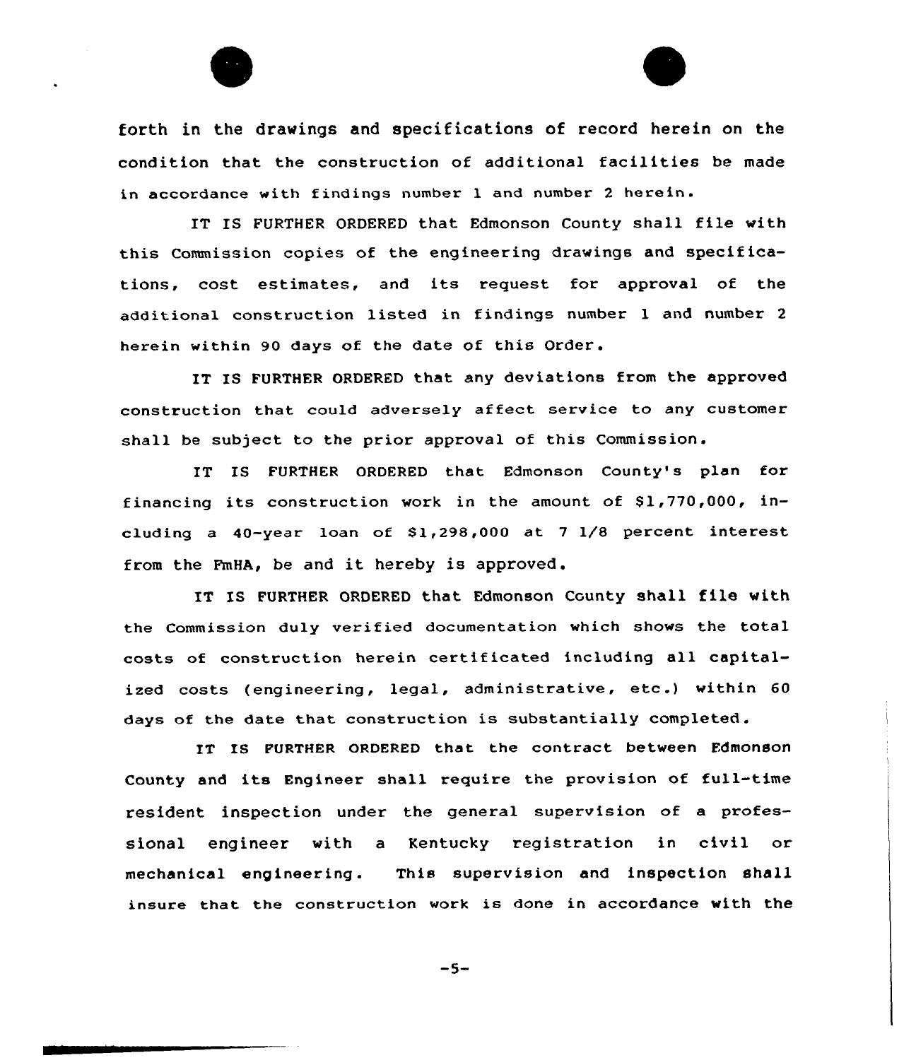forth in the drawings and specifications of record herein on the condition that the construction of additional facilities be made in accordance with findings number 1 and number 2 herein.

IT IS FURTHER ORDERED that Edmonson County shall file with this Commission copies of the engineering drawings and specifications, cost estimates, and its request for approval of the additional construction listed in findings number 1 and number 2 herein within 90 days of the date of this Order.

IT IS FURTHER ORDERED that any deviations from the approved construction that could adversely affect service to any customer shall be subject to the prior approval of this Commission.

IT IS FURTHER ORDERED that Edmonson County's plan for financing its construction work in the amount of $1,770,000, including a 40-year loan of $1,298,000 at 7 1/8 percent interest from the FmHA, be and it hereby is approved.

IT IS FURTHER ORDERED that Edmonson County shall file with the Commission duly verified documentation which shows the total costs of construction herein certificated including all capitalized costs (engineering, legal, administrative, etc.) within 60 days of the date that construction is substantially completed.

IT IS FURTHER ORDERED that the contract between Edmonson County and its Engineer shall require the provision of full-time resident inspection under the general supervision of a professional engineer with a Kentucky registration in civil or mechanical engineering. This supervision and inspection shall insure that the construction work is done in accordance with the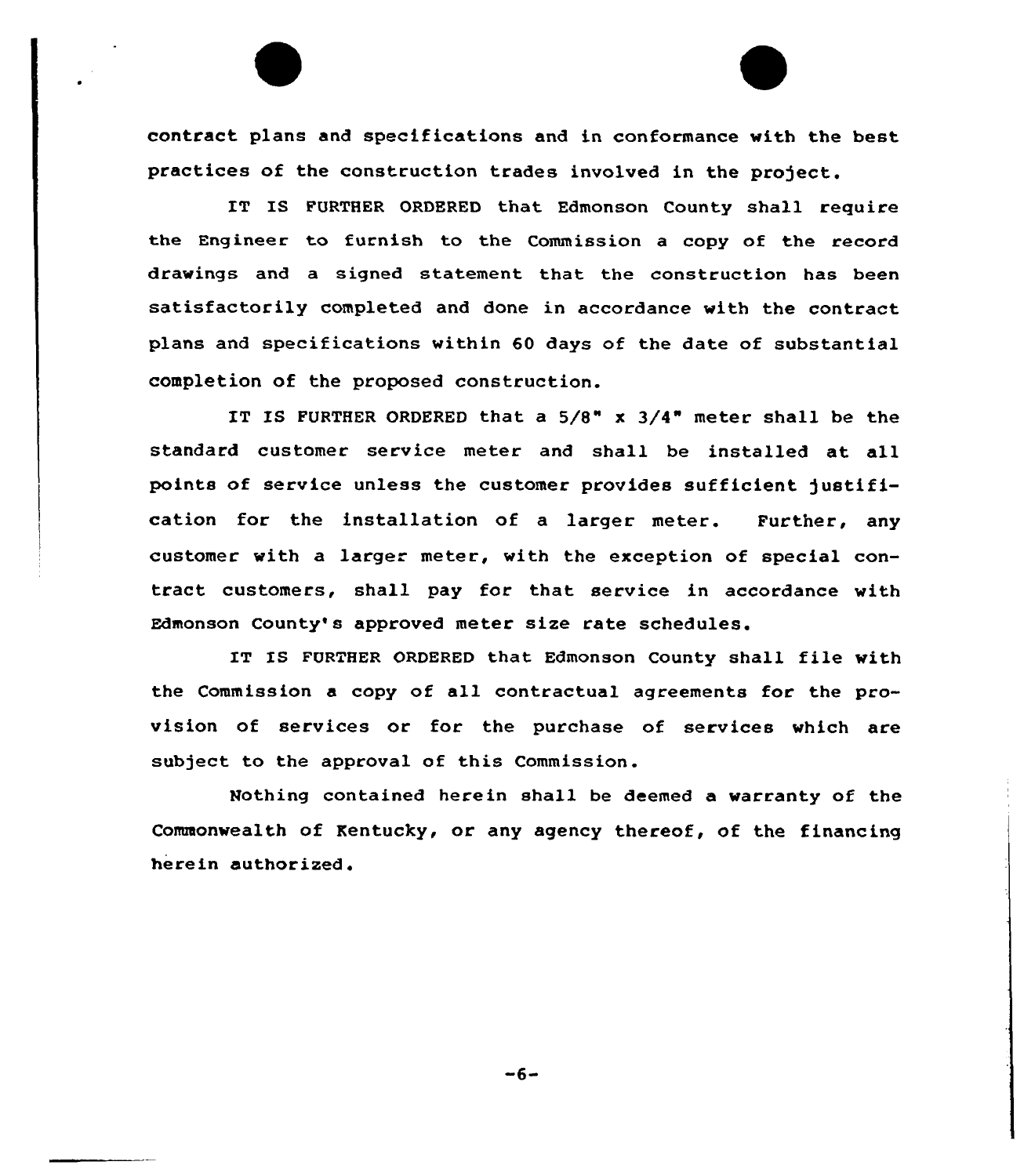contract plans and specifications and in conformance with the best practices of the construction trades involved in the project.

IT IS FURTHER ORDERED that Edmonson County shall require the Engineer to furnish to the Commission a copy of the record drawings and a signed statement that the construction has been satisfactorily completed and done in accordance with the contract plans and specifications within 60 days of the date of substantial completion of the proposed construction.

IT IS FURTHER ORDERED that a 5/8" x 3/4" meter shall be the standard customer service meter and shall be installed at all points of service unless the customer provides sufficient justification for the installation of a larger meter. Further, any customer with a larger meter, with the exception of special contract customers, shall pay for that service in accordance with Edmonson County's approved meter size rate schedules.

IT IS FURTHER ORDERED that Edmonson County shall file with the Commission a copy of all contractual agreements for the provision of services or for the purchase of services which are subject to the approval of this Commission.

Nothing contained herein shall be deemed a warranty of the Commonwealth of Kentucky, or any agency thereof, of the financing herein authorized.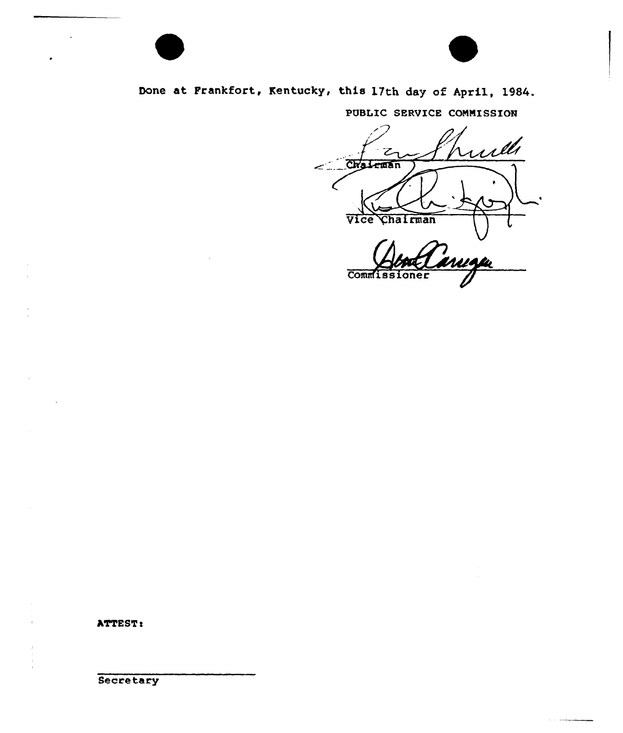Done at Frankfort, Kentucky, this 17th day of April, 1984.

PUBLIC SERVICE COMMISSION

Chairman

Vice Chairman

Commissioner

ATTEST:

Secretary